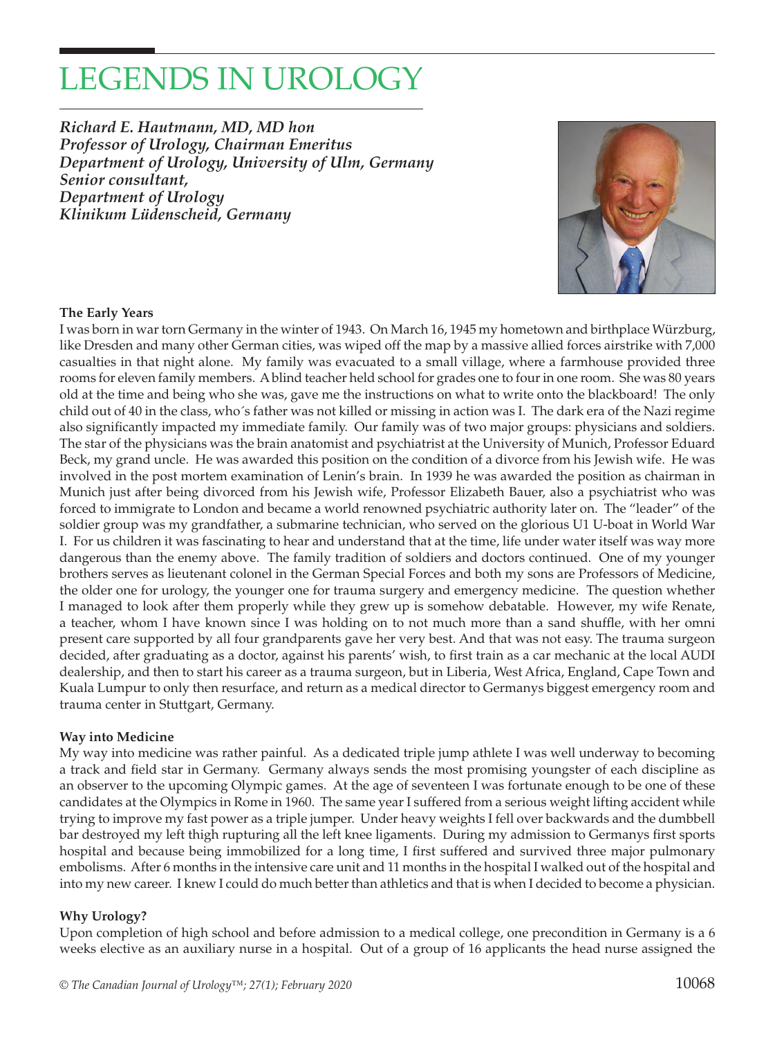# LEGENDS IN UROLOGY

***Richard E. Hautmann, MD, MD hon***
***Professor of Urology, Chairman Emeritus***
***Department of Urology, University of Ulm, Germany***
***Senior consultant,***
***Department of Urology***
***Klinikum Lüdenscheid, Germany***

### The Early Years

I was born in war torn Germany in the winter of 1943. On March 16, 1945 my hometown and birthplace Würzburg, like Dresden and many other German cities, was wiped off the map by a massive allied forces airstrike with 7,000 casualties in that night alone. My family was evacuated to a small village, where a farmhouse provided three rooms for eleven family members. A blind teacher held school for grades one to four in one room. She was 80 years old at the time and being who she was, gave me the instructions on what to write onto the blackboard! The only child out of 40 in the class, who´s father was not killed or missing in action was I. The dark era of the Nazi regime also significantly impacted my immediate family. Our family was of two major groups: physicians and soldiers. The star of the physicians was the brain anatomist and psychiatrist at the University of Munich, Professor Eduard Beck, my grand uncle. He was awarded this position on the condition of a divorce from his Jewish wife. He was involved in the post mortem examination of Lenin's brain. In 1939 he was awarded the position as chairman in Munich just after being divorced from his Jewish wife, Professor Elizabeth Bauer, also a psychiatrist who was forced to immigrate to London and became a world renowned psychiatric authority later on. The "leader" of the soldier group was my grandfather, a submarine technician, who served on the glorious U1 U-boat in World War I. For us children it was fascinating to hear and understand that at the time, life under water itself was way more dangerous than the enemy above. The family tradition of soldiers and doctors continued. One of my younger brothers serves as lieutenant colonel in the German Special Forces and both my sons are Professors of Medicine, the older one for urology, the younger one for trauma surgery and emergency medicine. The question whether I managed to look after them properly while they grew up is somehow debatable. However, my wife Renate, a teacher, whom I have known since I was holding on to not much more than a sand shuffle, with her omni present care supported by all four grandparents gave her very best. And that was not easy. The trauma surgeon decided, after graduating as a doctor, against his parents' wish, to first train as a car mechanic at the local AUDI dealership, and then to start his career as a trauma surgeon, but in Liberia, West Africa, England, Cape Town and Kuala Lumpur to only then resurface, and return as a medical director to Germanys biggest emergency room and trauma center in Stuttgart, Germany.

### Way into Medicine

My way into medicine was rather painful. As a dedicated triple jump athlete I was well underway to becoming a track and field star in Germany. Germany always sends the most promising youngster of each discipline as an observer to the upcoming Olympic games. At the age of seventeen I was fortunate enough to be one of these candidates at the Olympics in Rome in 1960. The same year I suffered from a serious weight lifting accident while trying to improve my fast power as a triple jumper. Under heavy weights I fell over backwards and the dumbbell bar destroyed my left thigh rupturing all the left knee ligaments. During my admission to Germanys first sports hospital and because being immobilized for a long time, I first suffered and survived three major pulmonary embolisms. After 6 months in the intensive care unit and 11 months in the hospital I walked out of the hospital and into my new career. I knew I could do much better than athletics and that is when I decided to become a physician.

### Why Urology?

Upon completion of high school and before admission to a medical college, one precondition in Germany is a 6 weeks elective as an auxiliary nurse in a hospital. Out of a group of 16 applicants the head nurse assigned the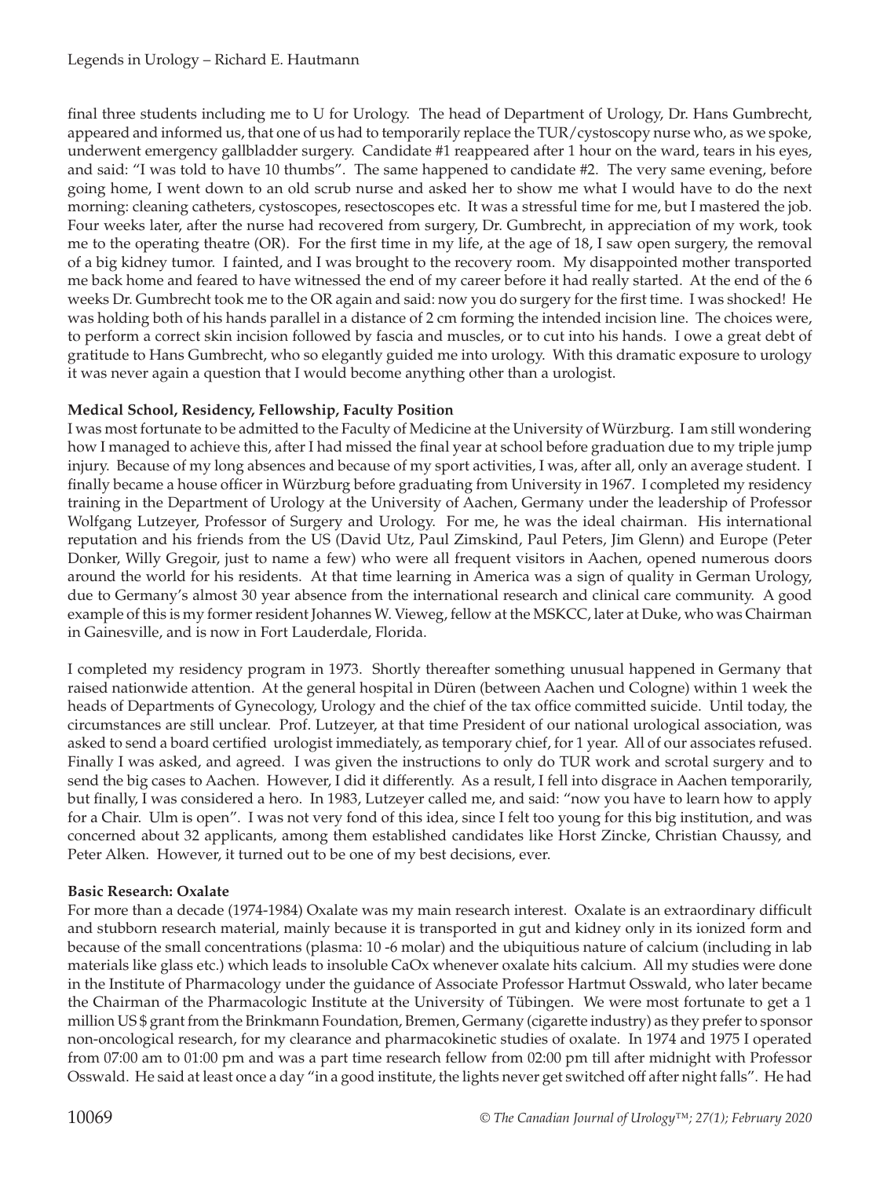final three students including me to U for Urology. The head of Department of Urology, Dr. Hans Gumbrecht, appeared and informed us, that one of us had to temporarily replace the TUR/cystoscopy nurse who, as we spoke, underwent emergency gallbladder surgery. Candidate #1 reappeared after 1 hour on the ward, tears in his eyes, and said: "I was told to have 10 thumbs". The same happened to candidate #2. The very same evening, before going home, I went down to an old scrub nurse and asked her to show me what I would have to do the next morning: cleaning catheters, cystoscopes, resectoscopes etc. It was a stressful time for me, but I mastered the job. Four weeks later, after the nurse had recovered from surgery, Dr. Gumbrecht, in appreciation of my work, took me to the operating theatre (OR). For the first time in my life, at the age of 18, I saw open surgery, the removal of a big kidney tumor. I fainted, and I was brought to the recovery room. My disappointed mother transported me back home and feared to have witnessed the end of my career before it had really started. At the end of the 6 weeks Dr. Gumbrecht took me to the OR again and said: now you do surgery for the first time. I was shocked! He was holding both of his hands parallel in a distance of 2 cm forming the intended incision line. The choices were, to perform a correct skin incision followed by fascia and muscles, or to cut into his hands. I owe a great debt of gratitude to Hans Gumbrecht, who so elegantly guided me into urology. With this dramatic exposure to urology it was never again a question that I would become anything other than a urologist.

**Medical School, Residency, Fellowship, Faculty Position**

I was most fortunate to be admitted to the Faculty of Medicine at the University of Würzburg. I am still wondering how I managed to achieve this, after I had missed the final year at school before graduation due to my triple jump injury. Because of my long absences and because of my sport activities, I was, after all, only an average student. I finally became a house officer in Würzburg before graduating from University in 1967. I completed my residency training in the Department of Urology at the University of Aachen, Germany under the leadership of Professor Wolfgang Lutzeyer, Professor of Surgery and Urology. For me, he was the ideal chairman. His international reputation and his friends from the US (David Utz, Paul Zimskind, Paul Peters, Jim Glenn) and Europe (Peter Donker, Willy Gregoir, just to name a few) who were all frequent visitors in Aachen, opened numerous doors around the world for his residents. At that time learning in America was a sign of quality in German Urology, due to Germany's almost 30 year absence from the international research and clinical care community. A good example of this is my former resident Johannes W. Vieweg, fellow at the MSKCC, later at Duke, who was Chairman in Gainesville, and is now in Fort Lauderdale, Florida.

I completed my residency program in 1973. Shortly thereafter something unusual happened in Germany that raised nationwide attention. At the general hospital in Düren (between Aachen und Cologne) within 1 week the heads of Departments of Gynecology, Urology and the chief of the tax office committed suicide. Until today, the circumstances are still unclear. Prof. Lutzeyer, at that time President of our national urological association, was asked to send a board certified urologist immediately, as temporary chief, for 1 year. All of our associates refused. Finally I was asked, and agreed. I was given the instructions to only do TUR work and scrotal surgery and to send the big cases to Aachen. However, I did it differently. As a result, I fell into disgrace in Aachen temporarily, but finally, I was considered a hero. In 1983, Lutzeyer called me, and said: "now you have to learn how to apply for a Chair. Ulm is open". I was not very fond of this idea, since I felt too young for this big institution, and was concerned about 32 applicants, among them established candidates like Horst Zincke, Christian Chaussy, and Peter Alken. However, it turned out to be one of my best decisions, ever.

**Basic Research: Oxalate**

For more than a decade (1974-1984) Oxalate was my main research interest. Oxalate is an extraordinary difficult and stubborn research material, mainly because it is transported in gut and kidney only in its ionized form and because of the small concentrations (plasma: $10^{-6}$ molar) and the ubiquitious nature of calcium (including in lab materials like glass etc.) which leads to insoluble CaOx whenever oxalate hits calcium. All my studies were done in the Institute of Pharmacology under the guidance of Associate Professor Hartmut Osswald, who later became the Chairman of the Pharmacologic Institute at the University of Tübingen. We were most fortunate to get a 1 million US $ grant from the Brinkmann Foundation, Bremen, Germany (cigarette industry) as they prefer to sponsor non-oncological research, for my clearance and pharmacokinetic studies of oxalate. In 1974 and 1975 I operated from 07:00 am to 01:00 pm and was a part time research fellow from 02:00 pm till after midnight with Professor Osswald. He said at least once a day "in a good institute, the lights never get switched off after night falls". He had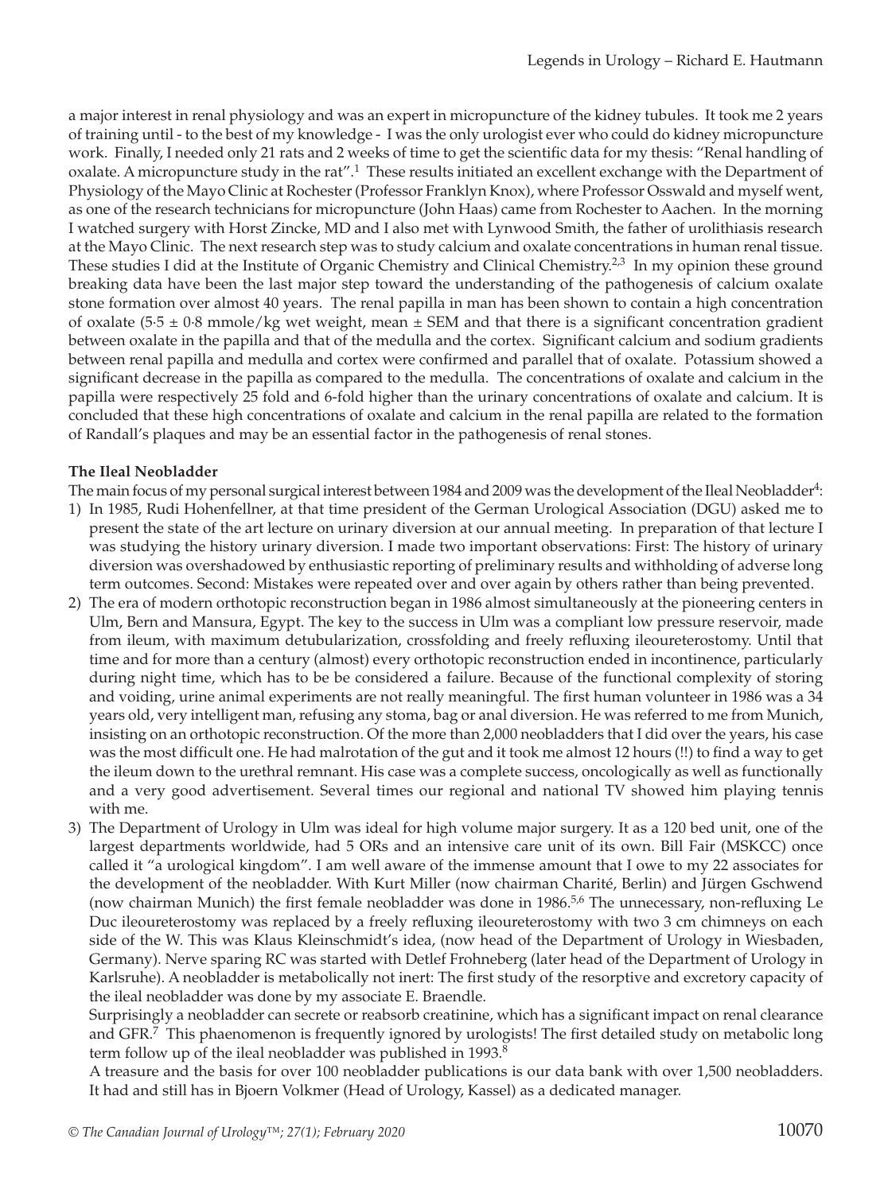a major interest in renal physiology and was an expert in micropuncture of the kidney tubules. It took me 2 years of training until - to the best of my knowledge - I was the only urologist ever who could do kidney micropuncture work. Finally, I needed only 21 rats and 2 weeks of time to get the scientific data for my thesis: "Renal handling of oxalate. A micropuncture study in the rat".[1] These results initiated an excellent exchange with the Department of Physiology of the Mayo Clinic at Rochester (Professor Franklyn Knox), where Professor Osswald and myself went, as one of the research technicians for micropuncture (John Haas) came from Rochester to Aachen. In the morning I watched surgery with Horst Zincke, MD and I also met with Lynwood Smith, the father of urolithiasis research at the Mayo Clinic. The next research step was to study calcium and oxalate concentrations in human renal tissue. These studies I did at the Institute of Organic Chemistry and Clinical Chemistry.[2,3] In my opinion these ground breaking data have been the last major step toward the understanding of the pathogenesis of calcium oxalate stone formation over almost 40 years. The renal papilla in man has been shown to contain a high concentration of oxalate (5·5 ± 0·8 mmole/kg wet weight, mean ± SEM and that there is a significant concentration gradient between oxalate in the papilla and that of the medulla and the cortex. Significant calcium and sodium gradients between renal papilla and medulla and cortex were confirmed and parallel that of oxalate. Potassium showed a significant decrease in the papilla as compared to the medulla. The concentrations of oxalate and calcium in the papilla were respectively 25 fold and 6-fold higher than the urinary concentrations of oxalate and calcium. It is concluded that these high concentrations of oxalate and calcium in the renal papilla are related to the formation of Randall's plaques and may be an essential factor in the pathogenesis of renal stones.

**The Ileal Neobladder**

The main focus of my personal surgical interest between 1984 and 2009 was the development of the Ileal Neobladder[4]:

1) In 1985, Rudi Hohenfellner, at that time president of the German Urological Association (DGU) asked me to present the state of the art lecture on urinary diversion at our annual meeting. In preparation of that lecture I was studying the history urinary diversion. I made two important observations: First: The history of urinary diversion was overshadowed by enthusiastic reporting of preliminary results and withholding of adverse long term outcomes. Second: Mistakes were repeated over and over again by others rather than being prevented.
2) The era of modern orthotopic reconstruction began in 1986 almost simultaneously at the pioneering centers in Ulm, Bern and Mansura, Egypt. The key to the success in Ulm was a compliant low pressure reservoir, made from ileum, with maximum detubularization, crossfolding and freely refluxing ileoureterostomy. Until that time and for more than a century (almost) every orthotopic reconstruction ended in incontinence, particularly during night time, which has to be be considered a failure. Because of the functional complexity of storing and voiding, urine animal experiments are not really meaningful. The first human volunteer in 1986 was a 34 years old, very intelligent man, refusing any stoma, bag or anal diversion. He was referred to me from Munich, insisting on an orthotopic reconstruction. Of the more than 2,000 neobladders that I did over the years, his case was the most difficult one. He had malrotation of the gut and it took me almost 12 hours (!!) to find a way to get the ileum down to the urethral remnant. His case was a complete success, oncologically as well as functionally and a very good advertisement. Several times our regional and national TV showed him playing tennis with me.
3) The Department of Urology in Ulm was ideal for high volume major surgery. It as a 120 bed unit, one of the largest departments worldwide, had 5 ORs and an intensive care unit of its own. Bill Fair (MSKCC) once called it "a urological kingdom". I am well aware of the immense amount that I owe to my 22 associates for the development of the neobladder. With Kurt Miller (now chairman Charité, Berlin) and Jürgen Gschwend (now chairman Munich) the first female neobladder was done in 1986.[5,6] The unnecessary, non-refluxing Le Duc ileoureterostomy was replaced by a freely refluxing ileoureterostomy with two 3 cm chimneys on each side of the W. This was Klaus Kleinschmidt's idea, (now head of the Department of Urology in Wiesbaden, Germany). Nerve sparing RC was started with Detlef Frohneberg (later head of the Department of Urology in Karlsruhe). A neobladder is metabolically not inert: The first study of the resorptive and excretory capacity of the ileal neobladder was done by my associate E. Braendle.

   Surprisingly a neobladder can secrete or reabsorb creatinine, which has a significant impact on renal clearance and GFR.[7] This phaenomenon is frequently ignored by urologists! The first detailed study on metabolic long term follow up of the ileal neobladder was published in 1993.[8]

   A treasure and the basis for over 100 neobladder publications is our data bank with over 1,500 neobladders. It had and still has in Bjoern Volkmer (Head of Urology, Kassel) as a dedicated manager.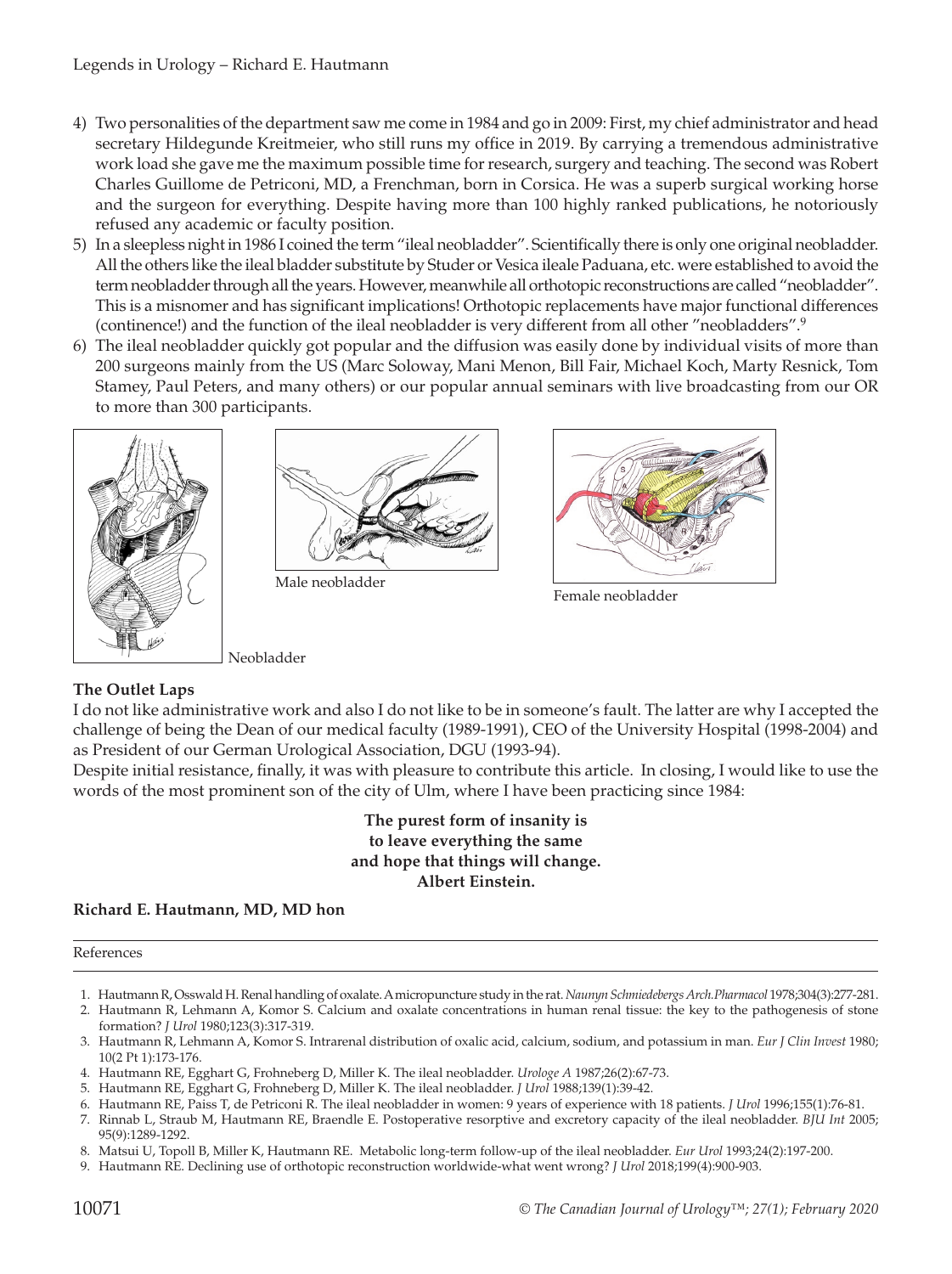4) Two personalities of the department saw me come in 1984 and go in 2009: First, my chief administrator and head secretary Hildegunde Kreitmeier, who still runs my office in 2019. By carrying a tremendous administrative work load she gave me the maximum possible time for research, surgery and teaching. The second was Robert Charles Guillome de Petriconi, MD, a Frenchman, born in Corsica. He was a superb surgical working horse and the surgeon for everything. Despite having more than 100 highly ranked publications, he notoriously refused any academic or faculty position.
5) In a sleepless night in 1986 I coined the term "ileal neobladder". Scientifically there is only one original neobladder. All the others like the ileal bladder substitute by Studer or Vesica ileale Paduana, etc. were established to avoid the term neobladder through all the years. However, meanwhile all orthotopic reconstructions are called "neobladder". This is a misnomer and has significant implications! Orthotopic replacements have major functional differences (continence!) and the function of the ileal neobladder is very different from all other "neobladders".[9]
6) The ileal neobladder quickly got popular and the diffusion was easily done by individual visits of more than 200 surgeons mainly from the US (Marc Soloway, Mani Menon, Bill Fair, Michael Koch, Marty Resnick, Tom Stamey, Paul Peters, and many others) or our popular annual seminars with live broadcasting from our OR to more than 300 participants.

Male neobladder

Female neobladder

Neobladder

**The Outlet Laps**

I do not like administrative work and also I do not like to be in someone's fault. The latter are why I accepted the challenge of being the Dean of our medical faculty (1989-1991), CEO of the University Hospital (1998-2004) and as President of our German Urological Association, DGU (1993-94).

Despite initial resistance, finally, it was with pleasure to contribute this article. In closing, I would like to use the words of the most prominent son of the city of Ulm, where I have been practicing since 1984:

**The purest form of insanity is to leave everything the same and hope that things will change.**
**Albert Einstein.**

**Richard E. Hautmann, MD, MD hon**

References

1. Hautmann R, Osswald H. Renal handling of oxalate. A micropuncture study in the rat. *Naunyn Schmiedebergs Arch.Pharmacol* 1978;304(3):277-281.
2. Hautmann R, Lehmann A, Komor S. Calcium and oxalate concentrations in human renal tissue: the key to the pathogenesis of stone formation? *J Urol* 1980;123(3):317-319.
3. Hautmann R, Lehmann A, Komor S. Intrarenal distribution of oxalic acid, calcium, sodium, and potassium in man. *Eur J Clin Invest* 1980; 10(2 Pt 1):173-176.
4. Hautmann RE, Egghart G, Frohneberg D, Miller K. The ileal neobladder. *Urologe A* 1987;26(2):67-73.
5. Hautmann RE, Egghart G, Frohneberg D, Miller K. The ileal neobladder. *J Urol* 1988;139(1):39-42.
6. Hautmann RE, Paiss T, de Petriconi R. The ileal neobladder in women: 9 years of experience with 18 patients. *J Urol* 1996;155(1):76-81.
7. Rinnab L, Straub M, Hautmann RE, Braendle E. Postoperative resorptive and excretory capacity of the ileal neobladder. *BJU Int* 2005; 95(9):1289-1292.
8. Matsui U, Topoll B, Miller K, Hautmann RE. Metabolic long-term follow-up of the ileal neobladder. *Eur Urol* 1993;24(2):197-200.
9. Hautmann RE. Declining use of orthotopic reconstruction worldwide-what went wrong? *J Urol* 2018;199(4):900-903.